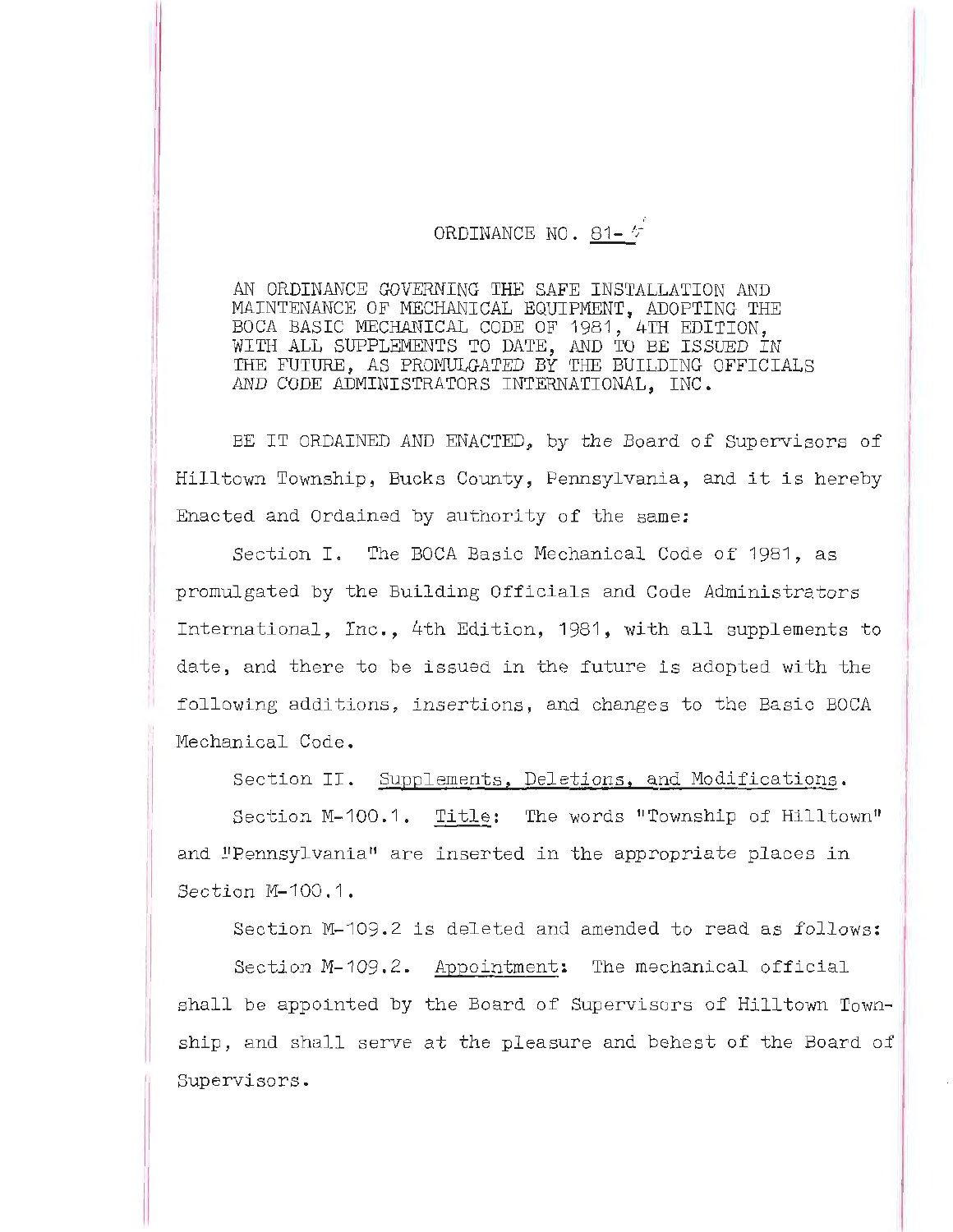# ORDINANCE NO. 81-5

AN ORDINANCE GOVERNING THE SAFE INSTALLATION AND MAINTENANCE OF MECHANICAL EQUIPMENT, ADOPTING THE BOCA BASIC MECHANICAL CODE OF 1981, 4TH EDITION, WITH ALL SUPPLEMENTS TO DATE, AND TO BE ISSUED IN THE FUTURE, AS PROMULGATED BY THE BUILDING OFFICIALS AND CODE ADMINISTRATORS INTERNATIONAL, INC.

BE IT ORDAINED AND ENACTED, by the Board of Supervisors of Hilltown Township, Bucks County, Pennsylvania, and it is hereby Enacted and Ordained by authority of the same:

Section I. The BOCA Basic Mechanical Code of 1981, as promulgated by the Building Officials and Code Administrators International, Inc., 4th Edition, 1981, with all supplements to date, and there to be issued in the future is adopted with the following additions, insertions, and changes to the Basic BOCA Mechanical Code.

Section II. Supplements, Deletions, and Modifications.

Section M-100.1. Title: The words "Township of Hilltown" and "Pennsylvania" are inserted in the appropriate places in Section M-100.1.

Section M-109.2 is deleted and amended to read as follows:

Section M-109.2. Appointment: The mechanical official shall be appointed by the Board of Supervisors of Hilltown Township, and shall serve at the pleasure and behest of the Board of Supervisors.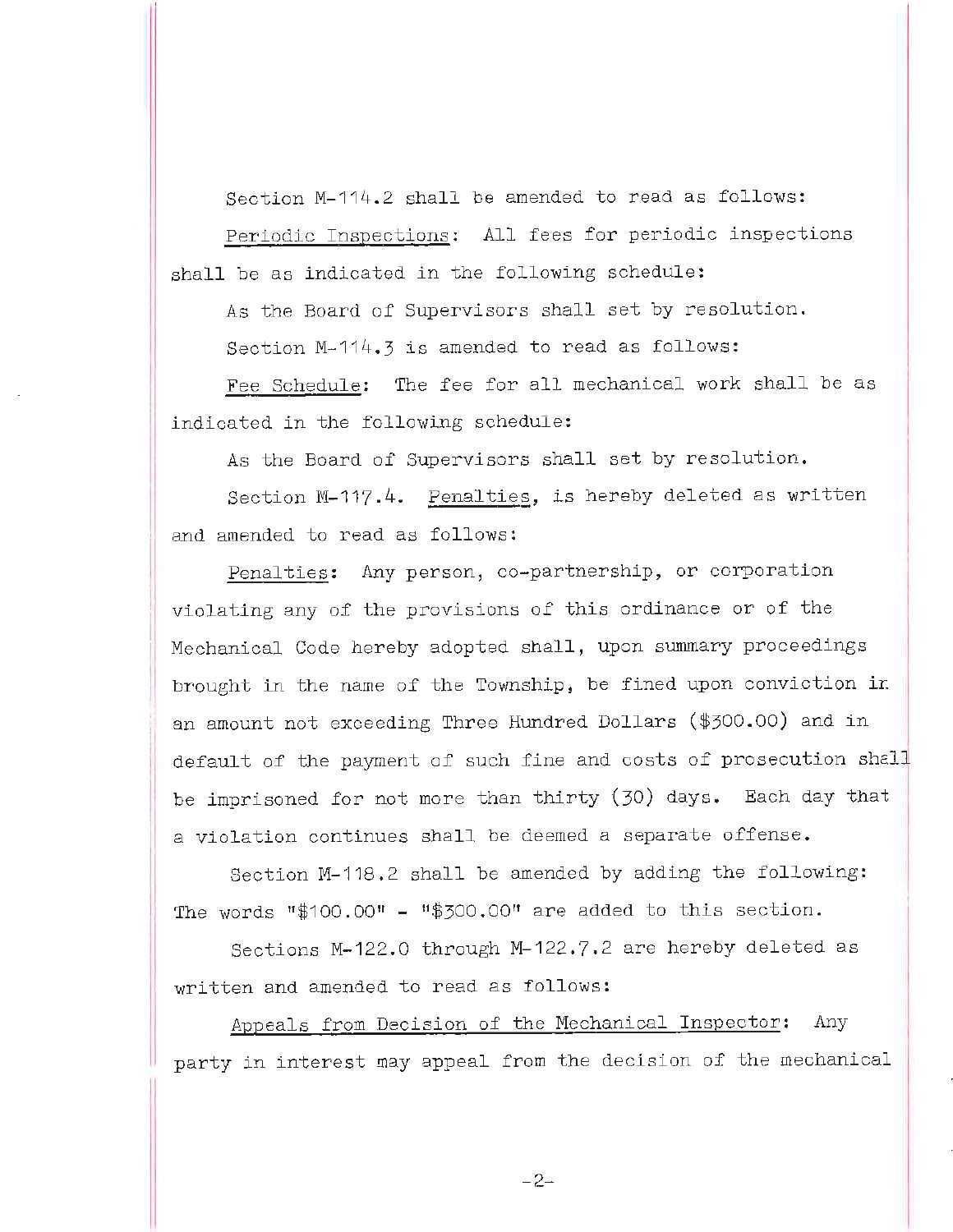Section M-114.2 shall be amended to read as follows:

<u>Periodic Inspections</u>: All fees for periodic inspections shall be as indicated in the following schedule:

As the Board of Supervisors shall set by resolution.

Section M-114.3 is amended to read as follows:

<u>Fee Schedule</u>: The fee for all mechanical work shall be as indicated in the following schedule:

As the Board of Supervisors shall set by resolution.

Section M-117.4. <u>Penalties</u>, is hereby deleted as written and amended to read as follows:

<u>Penalties</u>: Any person, co-partnership, or corporation violating any of the provisions of this ordinance or of the Mechanical Code hereby adopted shall, upon summary proceedings brought in the name of the Township, be fined upon conviction in an amount not exceeding Three Hundred Dollars ($300.00) and in default of the payment of such fine and costs of prosecution shall be imprisoned for not more than thirty (30) days. Each day that a violation continues shall be deemed a separate offense.

Section M-118.2 shall be amended by adding the following: The words "$100.00" - "$300.00" are added to this section.

Sections M-122.0 through M-122.7.2 are hereby deleted as written and amended to read as follows:

<u>Appeals from Decision of the Mechanical Inspector</u>: Any party in interest may appeal from the decision of the mechanical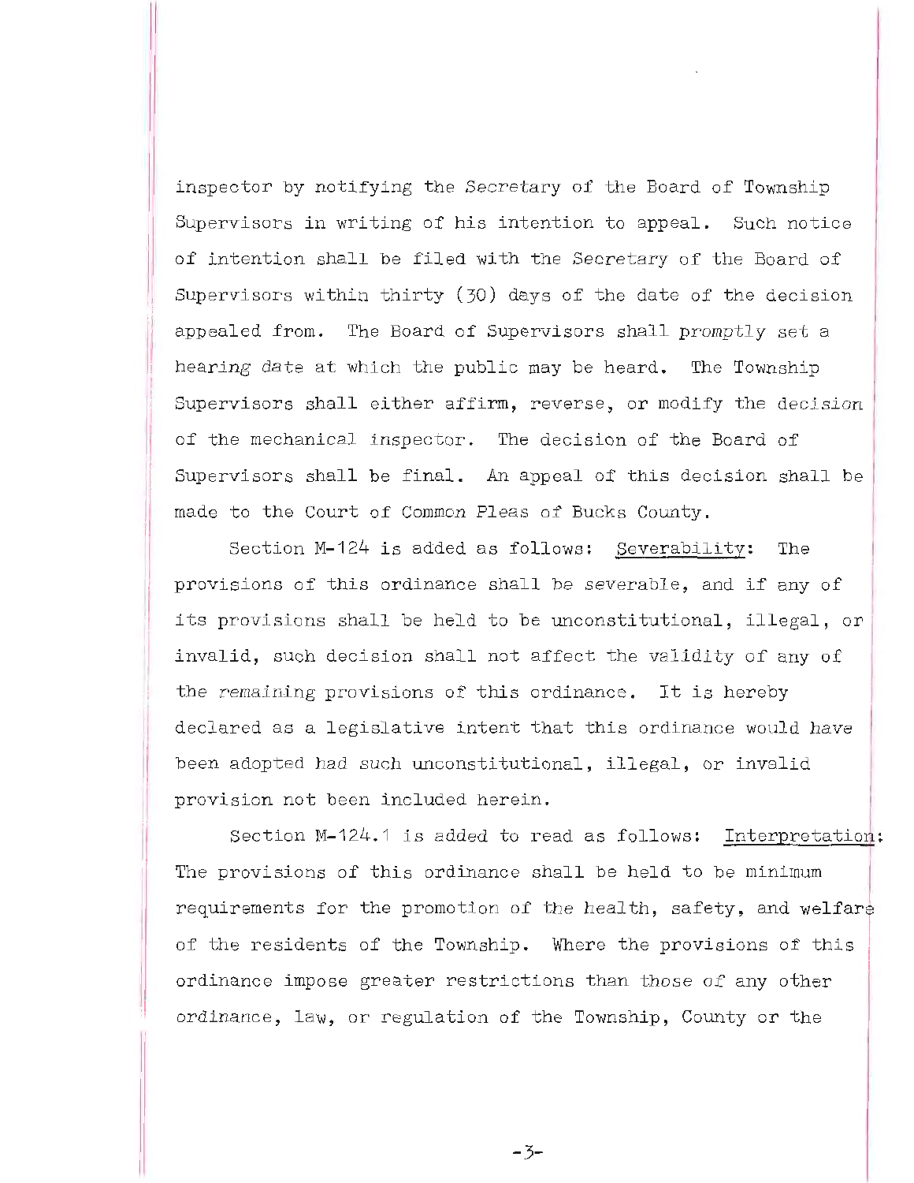inspector by notifying the Secretary of the Board of Township Supervisors in writing of his intention to appeal. Such notice of intention shall be filed with the Secretary of the Board of Supervisors within thirty (30) days of the date of the decision appealed from. The Board of Supervisors shall promptly set a hearing date at which the public may be heard. The Township Supervisors shall either affirm, reverse, or modify the decision of the mechanical inspector. The decision of the Board of Supervisors shall be final. An appeal of this decision shall be made to the Court of Common Pleas of Bucks County.

Section M-124 is added as follows: Severability: The provisions of this ordinance shall be severable, and if any of its provisions shall be held to be unconstitutional, illegal, or invalid, such decision shall not affect the validity of any of the remaining provisions of this ordinance. It is hereby declared as a legislative intent that this ordinance would have been adopted had such unconstitutional, illegal, or invalid provision not been included herein.

Section M-124.1 is added to read as follows: Interpretation: The provisions of this ordinance shall be held to be minimum requirements for the promotion of the health, safety, and welfare of the residents of the Township. Where the provisions of this ordinance impose greater restrictions than those of any other ordinance, law, or regulation of the Township, County or the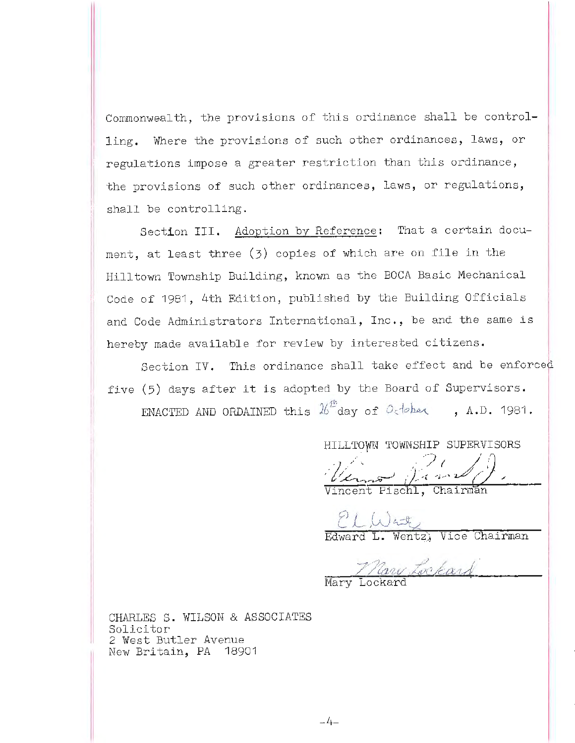Commonwealth, the provisions of this ordinance shall be controlling. Where the provisions of such other ordinances, laws, or regulations impose a greater restriction than this ordinance, the provisions of such other ordinances, laws, or regulations, shall be controlling.

Section III. Adoption by Reference: That a certain document, at least three (3) copies of which are on file in the Hilltown Township Building, known as the BOCA Basic Mechanical Code of 1981, 4th Edition, published by the Building Officials and Code Administrators International, Inc., be and the same is hereby made available for review by interested citizens.

Section IV. This ordinance shall take effect and be enforced five (5) days after it is adopted by the Board of Supervisors.

ENACTED AND ORDAINED this 26th day of October, A.D. 1981.

HILLTOWN TOWNSHIP SUPERVISORS

Vincent Pischl, Chairman

Edward L. Wentz, Vice Chairman

Mary Lockard

CHARLES S. WILSON & ASSOCIATES
Solicitor
2 West Butler Avenue
New Britain, PA 18901